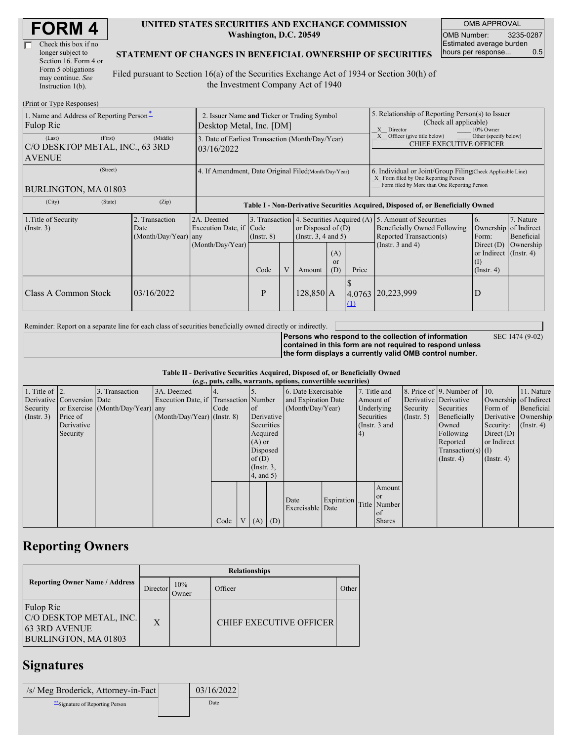# FORM 4

☐ Check this box if no longer subject to Section 16. Form 4 or Form 5 obligations may continue. *See* Instruction 1(b).

**UNITED STATES SECURITIES AND EXCHANGE COMMISSION**
**Washington, D.C. 20549**

**STATEMENT OF CHANGES IN BENEFICIAL OWNERSHIP OF SECURITIES**

Filed pursuant to Section 16(a) of the Securities Exchange Act of 1934 or Section 30(h) of the Investment Company Act of 1940

| OMB APPROVAL | |
|---|---|
| OMB Number: | 3235-0287 |
| Estimated average burden hours per response... | 0.5 |

(Print or Type Responses)

| 1. Name and Address of Reporting Person* | 2. Issuer Name and Ticker or Trading Symbol | 5. Relationship of Reporting Person(s) to Issuer (Check all applicable) |
|---|---|---|
| Fulop Ric | Desktop Metal, Inc. [DM] | X Director ___ 10% Owner |
| (Last) (First) (Middle) C/O DESKTOP METAL, INC., 63 3RD AVENUE | 3. Date of Earliest Transaction (Month/Day/Year) 03/16/2022 | X Officer (give title below) ___ Other (specify below) CHIEF EXECUTIVE OFFICER |
| (Street) BURLINGTON, MA 01803 | 4. If Amendment, Date Original Filed(Month/Day/Year) | 6. Individual or Joint/Group Filing(Check Applicable Line) X Form filed by One Reporting Person ___ Form filed by More than One Reporting Person |
| (City) (State) (Zip) | | |

**Table I - Non-Derivative Securities Acquired, Disposed of, or Beneficially Owned**

| 1.Title of Security (Instr. 3) | 2. Transaction Date (Month/Day/Year) | 2A. Deemed Execution Date, if any (Month/Day/Year) | 3. Transaction Code (Instr. 8) | | 4. Securities Acquired (A) or Disposed of (D) (Instr. 3, 4 and 5) | | | 5. Amount of Securities Beneficially Owned Following Reported Transaction(s) (Instr. 3 and 4) | 6. Ownership Form: Direct (D) or Indirect (I) (Instr. 4) | 7. Nature of Indirect Beneficial Ownership (Instr. 4) |
|---|---|---|---|---|---|---|---|---|---|---|
| | | | Code | V | Amount | (A) or (D) | Price | | | |
| Class A Common Stock | 03/16/2022 | | P | | 128,850 | A | $ 4.0763 (1) | 20,223,999 | D | |

Reminder: Report on a separate line for each class of securities beneficially owned directly or indirectly.

**Persons who respond to the collection of information contained in this form are not required to respond unless the form displays a currently valid OMB control number.** SEC 1474 (9-02)

**Table II - Derivative Securities Acquired, Disposed of, or Beneficially Owned**
**(*e.g.*, puts, calls, warrants, options, convertible securities)**

| 1. Title of Derivative Security (Instr. 3) | 2. Conversion or Exercise Price of Derivative Security | 3. Transaction Date (Month/Day/Year) | 3A. Deemed Execution Date, if any (Month/Day/Year) | 4. Transaction Code (Instr. 8) | | 5. Number of Derivative Securities Acquired (A) or Disposed of (D) (Instr. 3, 4, and 5) | | 6. Date Exercisable and Expiration Date (Month/Day/Year) | | 7. Title and Amount of Underlying Securities (Instr. 3 and 4) | | 8. Price of Derivative Security (Instr. 5) | 9. Number of Derivative Securities Beneficially Owned Following Reported Transaction(s) (Instr. 4) | 10. Ownership Form of Derivative Security: Direct (D) or Indirect (I) (Instr. 4) | 11. Nature of Indirect Beneficial Ownership (Instr. 4) |
|---|---|---|---|---|---|---|---|---|---|---|---|---|---|---|---|
| | | | | Code | V | (A) | (D) | Date Exercisable | Expiration Date | Title | Amount or Number of Shares | | | | |

## Reporting Owners

| Reporting Owner Name / Address | Relationships | | | |
|---|---|---|---|---|
| | Director | 10% Owner | Officer | Other |
| Fulop Ric C/O DESKTOP METAL, INC. 63 3RD AVENUE BURLINGTON, MA 01803 | X | | CHIEF EXECUTIVE OFFICER | |

## Signatures

| /s/ Meg Broderick, Attorney-in-Fact | 03/16/2022 |
|---|---|
| **Signature of Reporting Person | Date |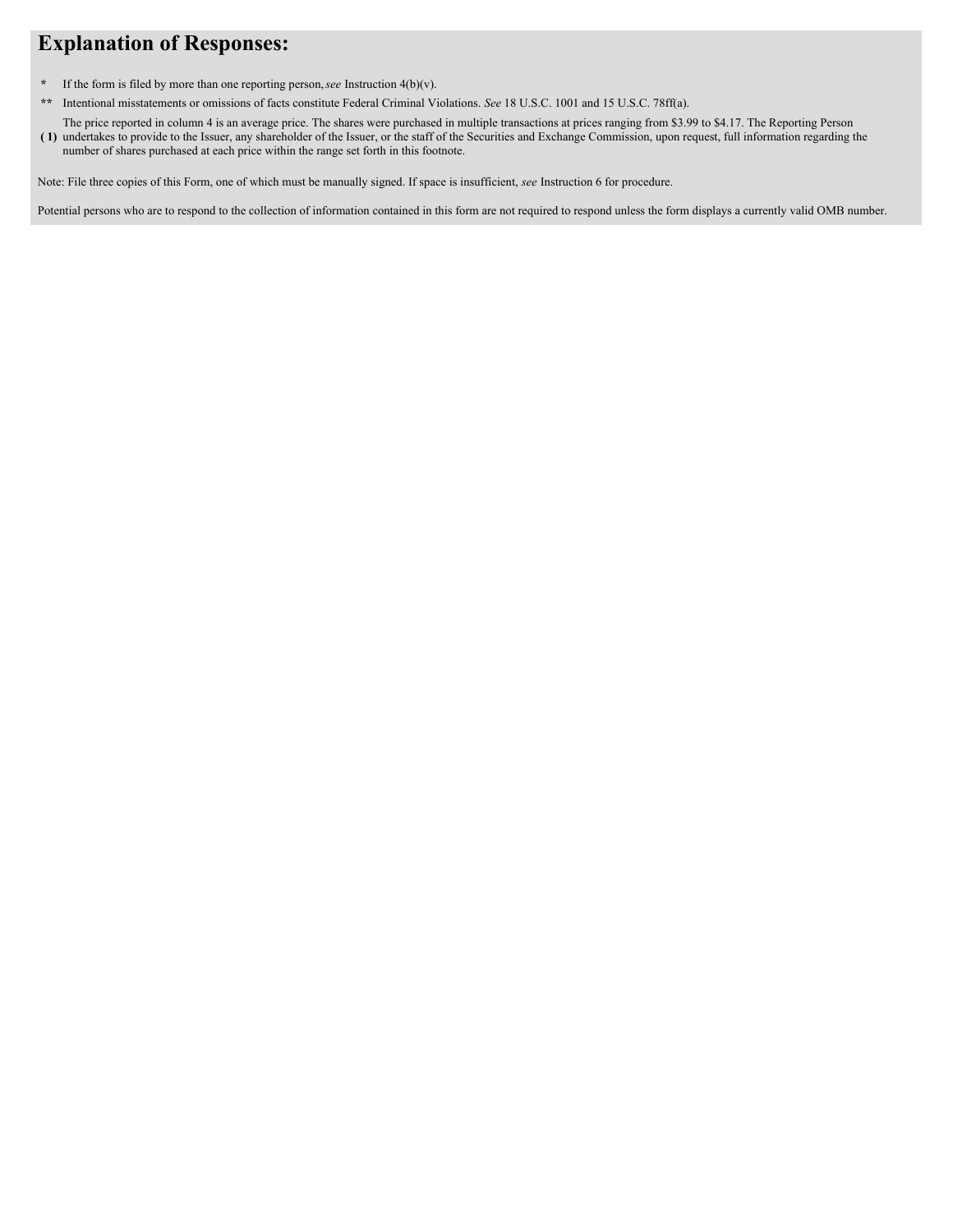# Explanation of Responses:

* If the form is filed by more than one reporting person, *see* Instruction 4(b)(v).

** Intentional misstatements or omissions of facts constitute Federal Criminal Violations. *See* 18 U.S.C. 1001 and 15 U.S.C. 78ff(a).

**( 1)** The price reported in column 4 is an average price. The shares were purchased in multiple transactions at prices ranging from $3.99 to $4.17. The Reporting Person undertakes to provide to the Issuer, any shareholder of the Issuer, or the staff of the Securities and Exchange Commission, upon request, full information regarding the number of shares purchased at each price within the range set forth in this footnote.

Note: File three copies of this Form, one of which must be manually signed. If space is insufficient, *see* Instruction 6 for procedure.

Potential persons who are to respond to the collection of information contained in this form are not required to respond unless the form displays a currently valid OMB number.